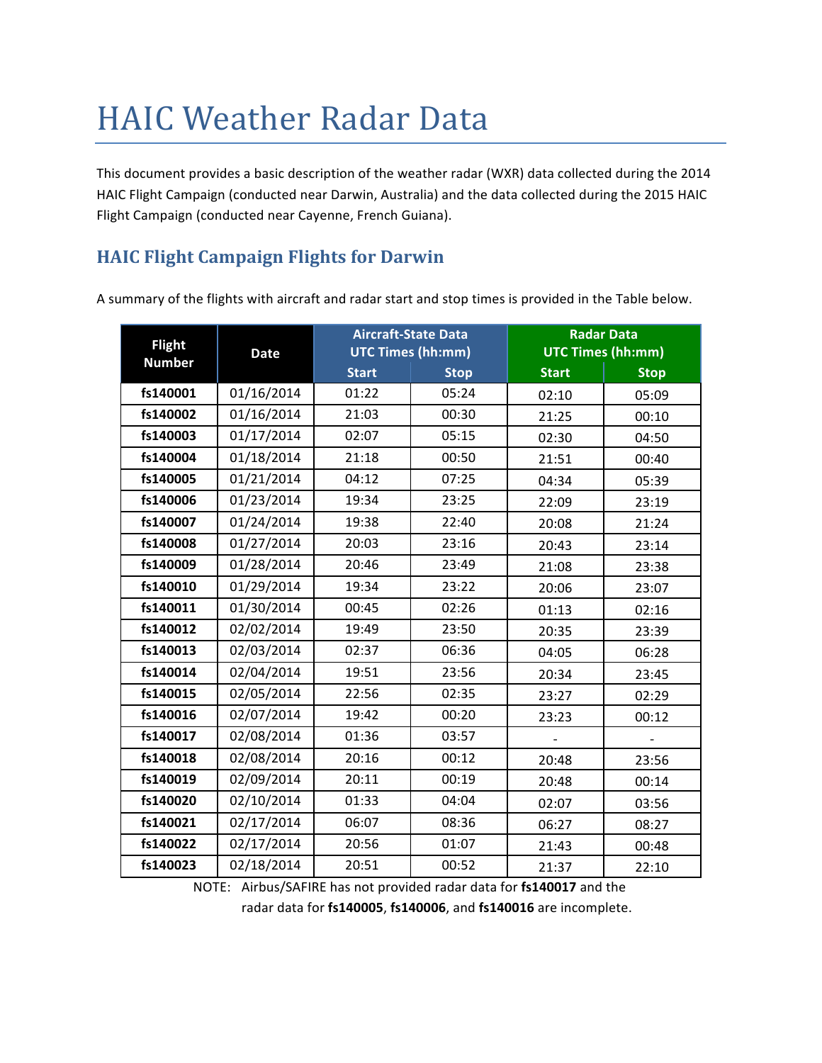# HAIC Weather Radar Data

This document provides a basic description of the weather radar (WXR) data collected during the 2014 HAIC Flight Campaign (conducted near Darwin, Australia) and the data collected during the 2015 HAIC Flight Campaign (conducted near Cayenne, French Guiana).

## HAIC Flight Campaign Flights for Darwin

A summary of the flights with aircraft and radar start and stop times is provided in the Table below.

| Flight Number | Date | Aircraft-State Data UTC Times (hh:mm) | | Radar Data UTC Times (hh:mm) | |
|---|---|---|---|---|---|
| | | Start | Stop | Start | Stop |
| **fs140001** | 01/16/2014 | 01:22 | 05:24 | 02:10 | 05:09 |
| **fs140002** | 01/16/2014 | 21:03 | 00:30 | 21:25 | 00:10 |
| **fs140003** | 01/17/2014 | 02:07 | 05:15 | 02:30 | 04:50 |
| **fs140004** | 01/18/2014 | 21:18 | 00:50 | 21:51 | 00:40 |
| **fs140005** | 01/21/2014 | 04:12 | 07:25 | 04:34 | 05:39 |
| **fs140006** | 01/23/2014 | 19:34 | 23:25 | 22:09 | 23:19 |
| **fs140007** | 01/24/2014 | 19:38 | 22:40 | 20:08 | 21:24 |
| **fs140008** | 01/27/2014 | 20:03 | 23:16 | 20:43 | 23:14 |
| **fs140009** | 01/28/2014 | 20:46 | 23:49 | 21:08 | 23:38 |
| **fs140010** | 01/29/2014 | 19:34 | 23:22 | 20:06 | 23:07 |
| **fs140011** | 01/30/2014 | 00:45 | 02:26 | 01:13 | 02:16 |
| **fs140012** | 02/02/2014 | 19:49 | 23:50 | 20:35 | 23:39 |
| **fs140013** | 02/03/2014 | 02:37 | 06:36 | 04:05 | 06:28 |
| **fs140014** | 02/04/2014 | 19:51 | 23:56 | 20:34 | 23:45 |
| **fs140015** | 02/05/2014 | 22:56 | 02:35 | 23:27 | 02:29 |
| **fs140016** | 02/07/2014 | 19:42 | 00:20 | 23:23 | 00:12 |
| **fs140017** | 02/08/2014 | 01:36 | 03:57 | - | - |
| **fs140018** | 02/08/2014 | 20:16 | 00:12 | 20:48 | 23:56 |
| **fs140019** | 02/09/2014 | 20:11 | 00:19 | 20:48 | 00:14 |
| **fs140020** | 02/10/2014 | 01:33 | 04:04 | 02:07 | 03:56 |
| **fs140021** | 02/17/2014 | 06:07 | 08:36 | 06:27 | 08:27 |
| **fs140022** | 02/17/2014 | 20:56 | 01:07 | 21:43 | 00:48 |
| **fs140023** | 02/18/2014 | 20:51 | 00:52 | 21:37 | 22:10 |

NOTE: Airbus/SAFIRE has not provided radar data for **fs140017** and the radar data for **fs140005**, **fs140006**, and **fs140016** are incomplete.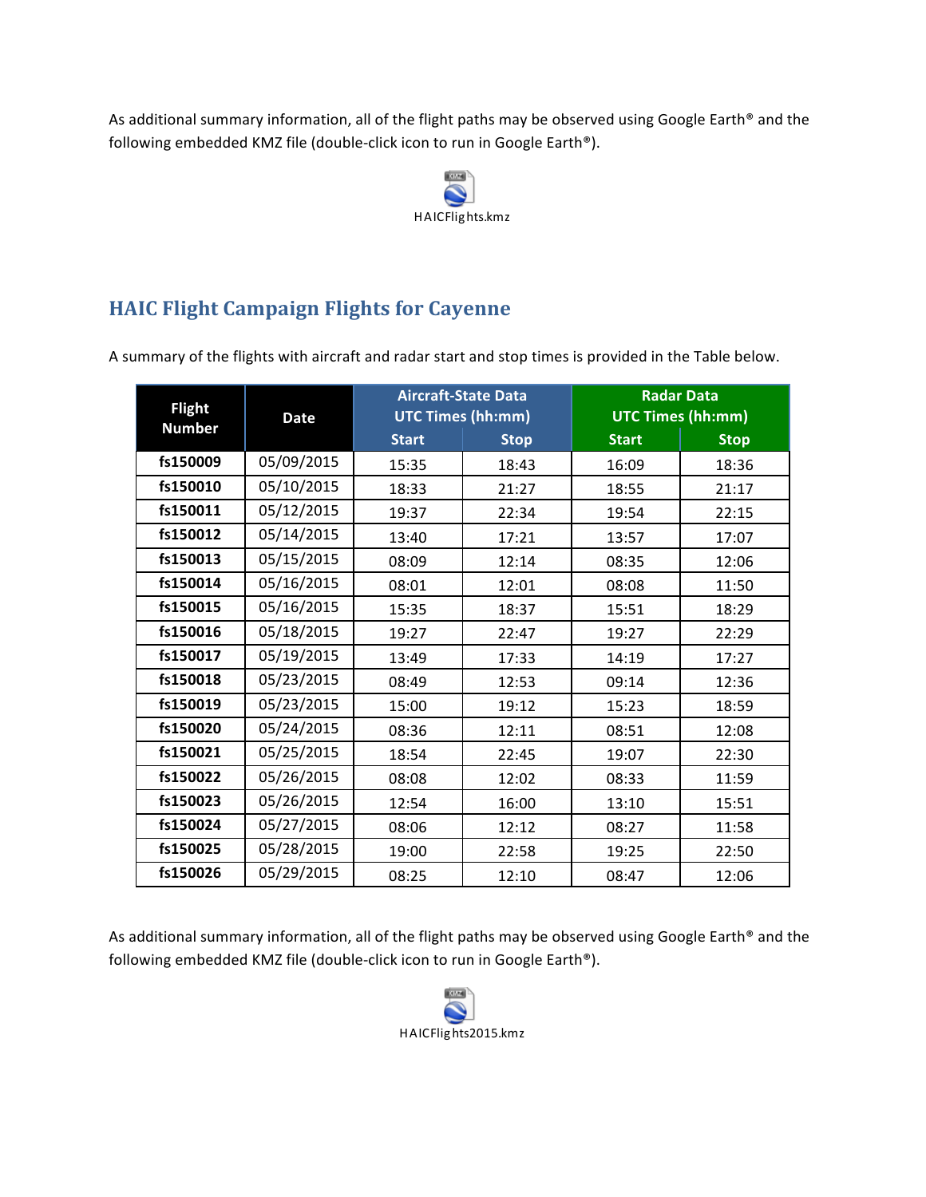As additional summary information, all of the flight paths may be observed using Google Earth® and the following embedded KMZ file (double-click icon to run in Google Earth®).

HAICFlights.kmz

## HAIC Flight Campaign Flights for Cayenne

A summary of the flights with aircraft and radar start and stop times is provided in the Table below.

| Flight Number | Date | Aircraft-State Data UTC Times (hh:mm) | | Radar Data UTC Times (hh:mm) | |
|---|---|---|---|---|---|
| | | Start | Stop | Start | Stop |
| **fs150009** | 05/09/2015 | 15:35 | 18:43 | 16:09 | 18:36 |
| **fs150010** | 05/10/2015 | 18:33 | 21:27 | 18:55 | 21:17 |
| **fs150011** | 05/12/2015 | 19:37 | 22:34 | 19:54 | 22:15 |
| **fs150012** | 05/14/2015 | 13:40 | 17:21 | 13:57 | 17:07 |
| **fs150013** | 05/15/2015 | 08:09 | 12:14 | 08:35 | 12:06 |
| **fs150014** | 05/16/2015 | 08:01 | 12:01 | 08:08 | 11:50 |
| **fs150015** | 05/16/2015 | 15:35 | 18:37 | 15:51 | 18:29 |
| **fs150016** | 05/18/2015 | 19:27 | 22:47 | 19:27 | 22:29 |
| **fs150017** | 05/19/2015 | 13:49 | 17:33 | 14:19 | 17:27 |
| **fs150018** | 05/23/2015 | 08:49 | 12:53 | 09:14 | 12:36 |
| **fs150019** | 05/23/2015 | 15:00 | 19:12 | 15:23 | 18:59 |
| **fs150020** | 05/24/2015 | 08:36 | 12:11 | 08:51 | 12:08 |
| **fs150021** | 05/25/2015 | 18:54 | 22:45 | 19:07 | 22:30 |
| **fs150022** | 05/26/2015 | 08:08 | 12:02 | 08:33 | 11:59 |
| **fs150023** | 05/26/2015 | 12:54 | 16:00 | 13:10 | 15:51 |
| **fs150024** | 05/27/2015 | 08:06 | 12:12 | 08:27 | 11:58 |
| **fs150025** | 05/28/2015 | 19:00 | 22:58 | 19:25 | 22:50 |
| **fs150026** | 05/29/2015 | 08:25 | 12:10 | 08:47 | 12:06 |

As additional summary information, all of the flight paths may be observed using Google Earth® and the following embedded KMZ file (double-click icon to run in Google Earth®).

HAICFlights2015.kmz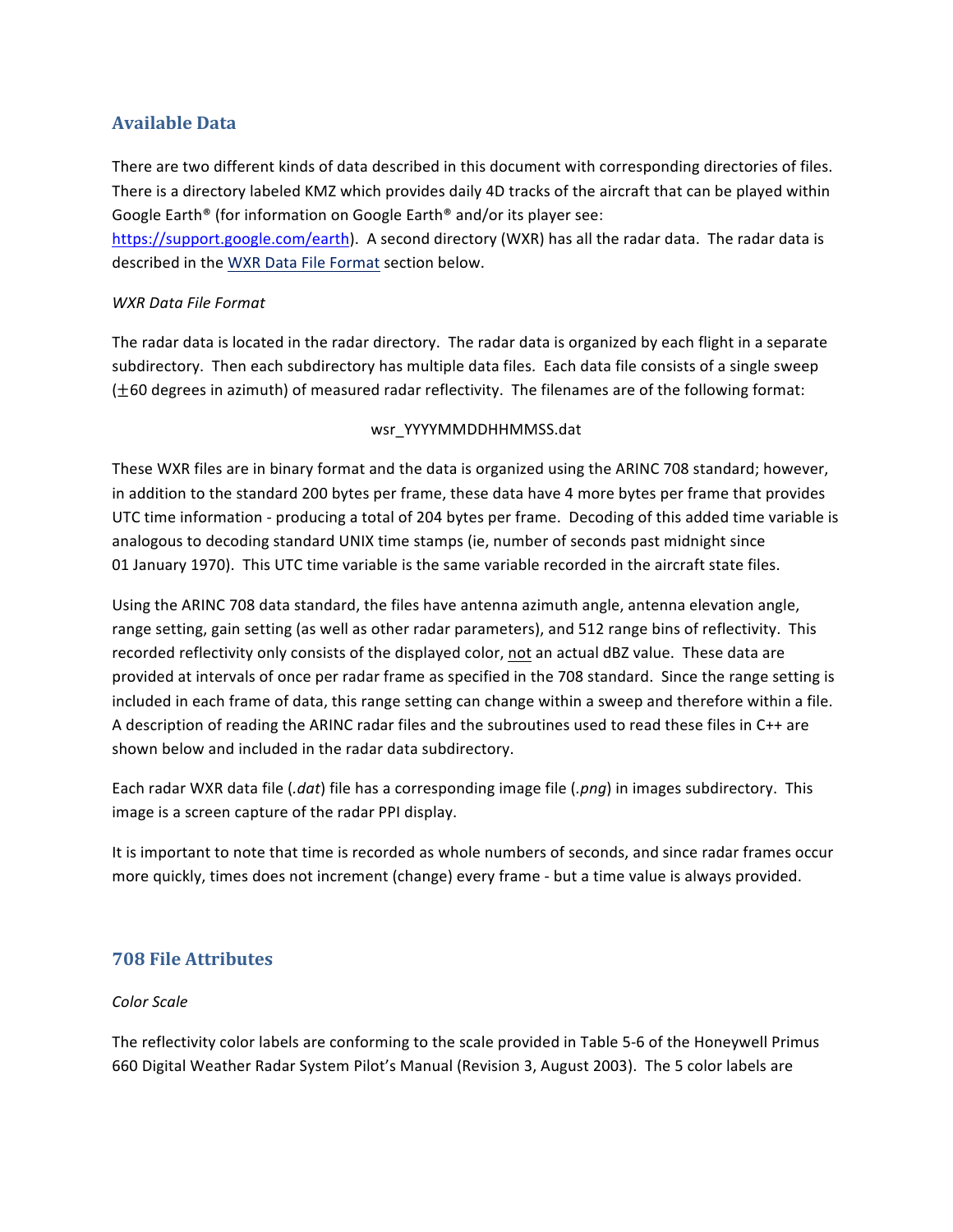## Available Data

There are two different kinds of data described in this document with corresponding directories of files. There is a directory labeled KMZ which provides daily 4D tracks of the aircraft that can be played within Google Earth® (for information on Google Earth® and/or its player see: https://support.google.com/earth). A second directory (WXR) has all the radar data. The radar data is described in the WXR Data File Format section below.

*WXR Data File Format*

The radar data is located in the radar directory. The radar data is organized by each flight in a separate subdirectory. Then each subdirectory has multiple data files. Each data file consists of a single sweep (±60 degrees in azimuth) of measured radar reflectivity. The filenames are of the following format:

wsr_YYYYMMDDHHMMSS.dat

These WXR files are in binary format and the data is organized using the ARINC 708 standard; however, in addition to the standard 200 bytes per frame, these data have 4 more bytes per frame that provides UTC time information - producing a total of 204 bytes per frame. Decoding of this added time variable is analogous to decoding standard UNIX time stamps (ie, number of seconds past midnight since 01 January 1970). This UTC time variable is the same variable recorded in the aircraft state files.

Using the ARINC 708 data standard, the files have antenna azimuth angle, antenna elevation angle, range setting, gain setting (as well as other radar parameters), and 512 range bins of reflectivity. This recorded reflectivity only consists of the displayed color, not an actual dBZ value. These data are provided at intervals of once per radar frame as specified in the 708 standard. Since the range setting is included in each frame of data, this range setting can change within a sweep and therefore within a file. A description of reading the ARINC radar files and the subroutines used to read these files in C++ are shown below and included in the radar data subdirectory.

Each radar WXR data file (*.dat*) file has a corresponding image file (*.png*) in images subdirectory. This image is a screen capture of the radar PPI display.

It is important to note that time is recorded as whole numbers of seconds, and since radar frames occur more quickly, times does not increment (change) every frame - but a time value is always provided.

## 708 File Attributes

*Color Scale*

The reflectivity color labels are conforming to the scale provided in Table 5-6 of the Honeywell Primus 660 Digital Weather Radar System Pilot's Manual (Revision 3, August 2003). The 5 color labels are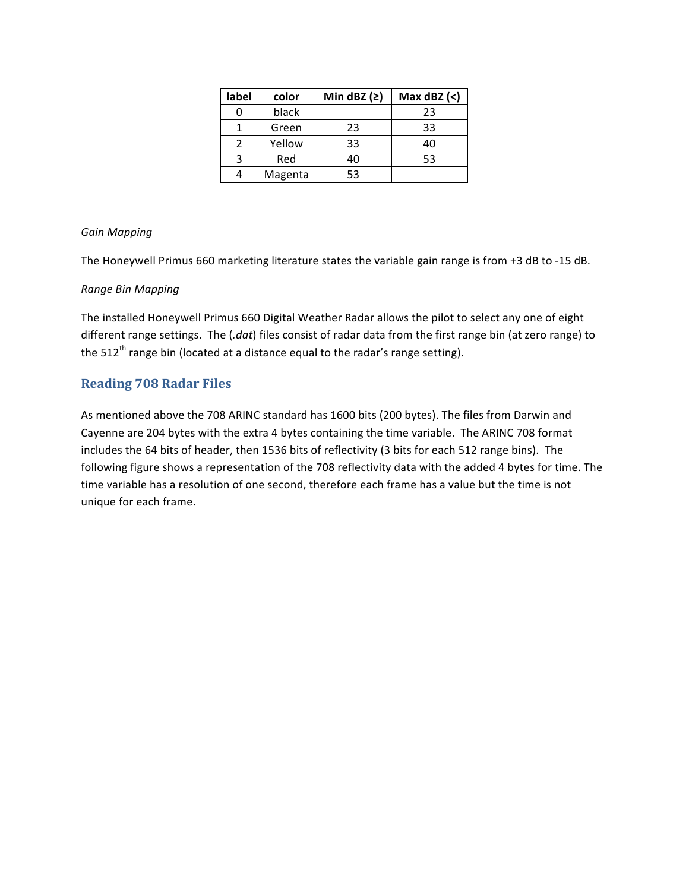| label | color | Min dBZ (≥) | Max dBZ (<) |
|---|---|---|---|
| 0 | black | | 23 |
| 1 | Green | 23 | 33 |
| 2 | Yellow | 33 | 40 |
| 3 | Red | 40 | 53 |
| 4 | Magenta | 53 | |

*Gain Mapping*

The Honeywell Primus 660 marketing literature states the variable gain range is from +3 dB to -15 dB.

*Range Bin Mapping*

The installed Honeywell Primus 660 Digital Weather Radar allows the pilot to select any one of eight different range settings. The (*.dat*) files consist of radar data from the first range bin (at zero range) to the 512$^{th}$ range bin (located at a distance equal to the radar's range setting).

## Reading 708 Radar Files

As mentioned above the 708 ARINC standard has 1600 bits (200 bytes). The files from Darwin and Cayenne are 204 bytes with the extra 4 bytes containing the time variable. The ARINC 708 format includes the 64 bits of header, then 1536 bits of reflectivity (3 bits for each 512 range bins). The following figure shows a representation of the 708 reflectivity data with the added 4 bytes for time. The time variable has a resolution of one second, therefore each frame has a value but the time is not unique for each frame.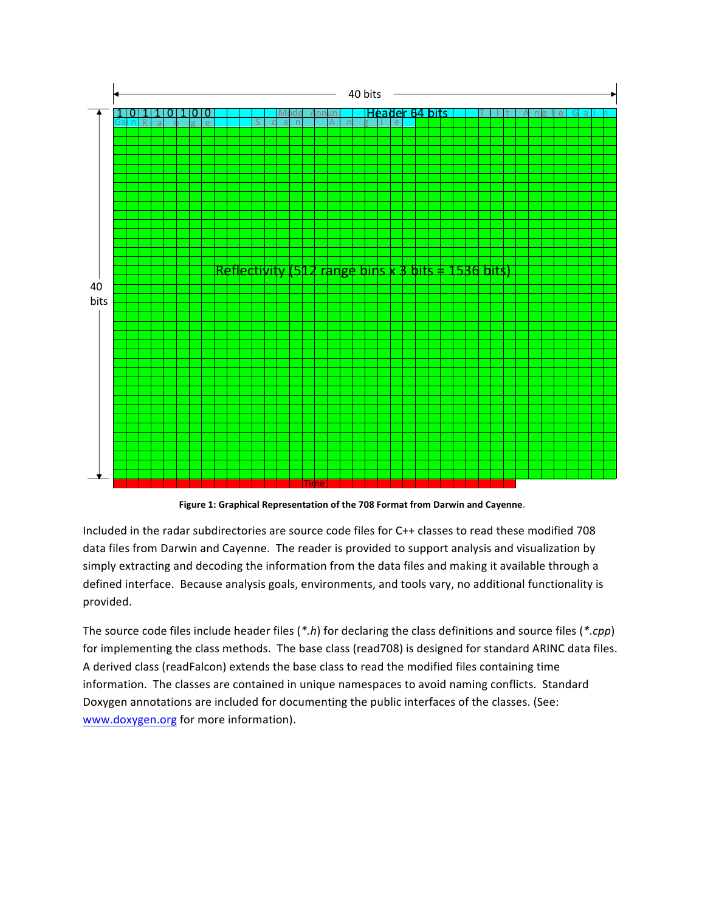40 bits

40 bits

1 0 1 1 0 1 0 0 Mode Annun Header 64 bits Tilt Angle Gain

Gain Range Scan Angle

Reflectivity (512 range bins x 3 bits = 1536 bits)

Time

**Figure 1: Graphical Representation of the 708 Format from Darwin and Cayenne.**

Included in the radar subdirectories are source code files for C++ classes to read these modified 708 data files from Darwin and Cayenne. The reader is provided to support analysis and visualization by simply extracting and decoding the information from the data files and making it available through a defined interface. Because analysis goals, environments, and tools vary, no additional functionality is provided.

The source code files include header files (*\*.h*) for declaring the class definitions and source files (*\*.cpp*) for implementing the class methods. The base class (read708) is designed for standard ARINC data files. A derived class (readFalcon) extends the base class to read the modified files containing time information. The classes are contained in unique namespaces to avoid naming conflicts. Standard Doxygen annotations are included for documenting the public interfaces of the classes. (See: [www.doxygen.org](http://www.doxygen.org) for more information).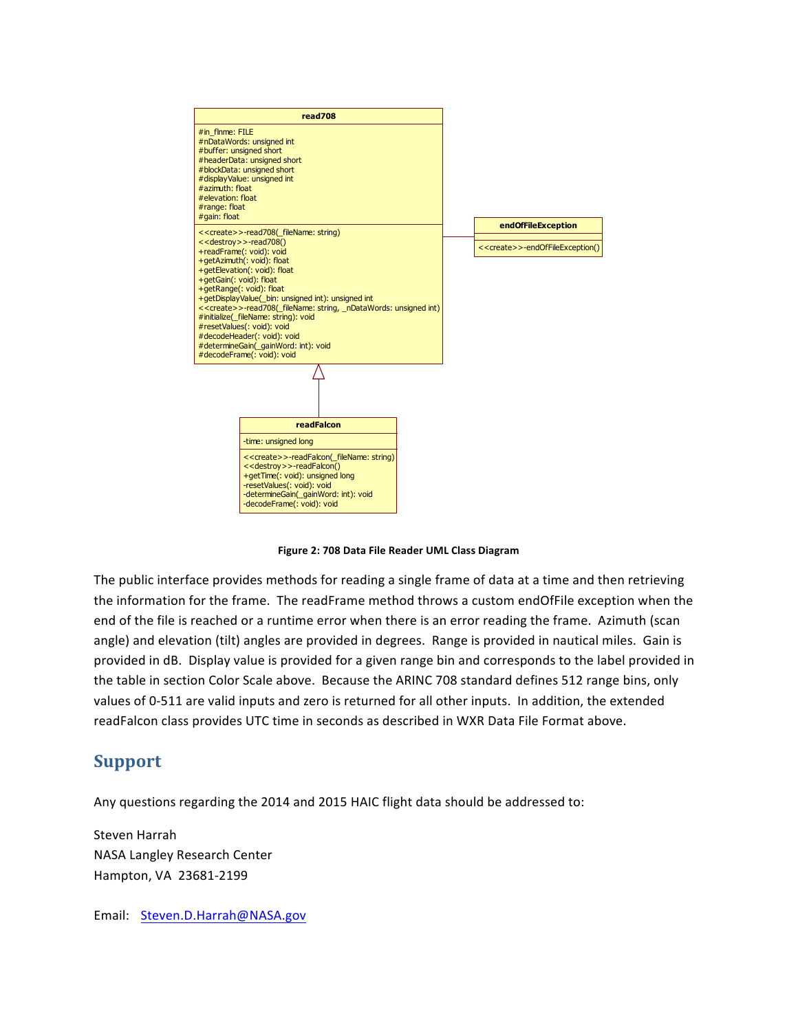read708

#in_flnme: FILE
#nDataWords: unsigned int
#buffer: unsigned short
#headerData: unsigned short
#blockData: unsigned short
#displayValue: unsigned int
#azimuth: float
#elevation: float
#range: float
#gain: float

<<create>>-read708(_fileName: string)
<<destroy>>-read708()
+readFrame(: void): void
+getAzimuth(: void): float
+getElevation(: void): float
+getGain(: void): float
+getRange(: void): float
+getDisplayValue(_bin: unsigned int): unsigned int
<<create>>-read708(_fileName: string, _nDataWords: unsigned int)
#initialize(_fileName: string): void
#resetValues(: void): void
#decodeHeader(: void): void
#determineGain(_gainWord: int): void
#decodeFrame(: void): void

endOfFileException

<<create>>-endOfFileException()

readFalcon

-time: unsigned long

<<create>>-readFalcon(_fileName: string)
<<destroy>>-readFalcon()
+getTime(: void): unsigned long
-resetValues(: void): void
-determineGain(_gainWord: int): void
-decodeFrame(: void): void

**Figure 2: 708 Data File Reader UML Class Diagram**

The public interface provides methods for reading a single frame of data at a time and then retrieving the information for the frame. The readFrame method throws a custom endOfFile exception when the end of the file is reached or a runtime error when there is an error reading the frame. Azimuth (scan angle) and elevation (tilt) angles are provided in degrees. Range is provided in nautical miles. Gain is provided in dB. Display value is provided for a given range bin and corresponds to the label provided in the table in section Color Scale above. Because the ARINC 708 standard defines 512 range bins, only values of 0-511 are valid inputs and zero is returned for all other inputs. In addition, the extended readFalcon class provides UTC time in seconds as described in WXR Data File Format above.

# Support

Any questions regarding the 2014 and 2015 HAIC flight data should be addressed to:

Steven Harrah
NASA Langley Research Center
Hampton, VA 23681-2199

Email: Steven.D.Harrah@NASA.gov